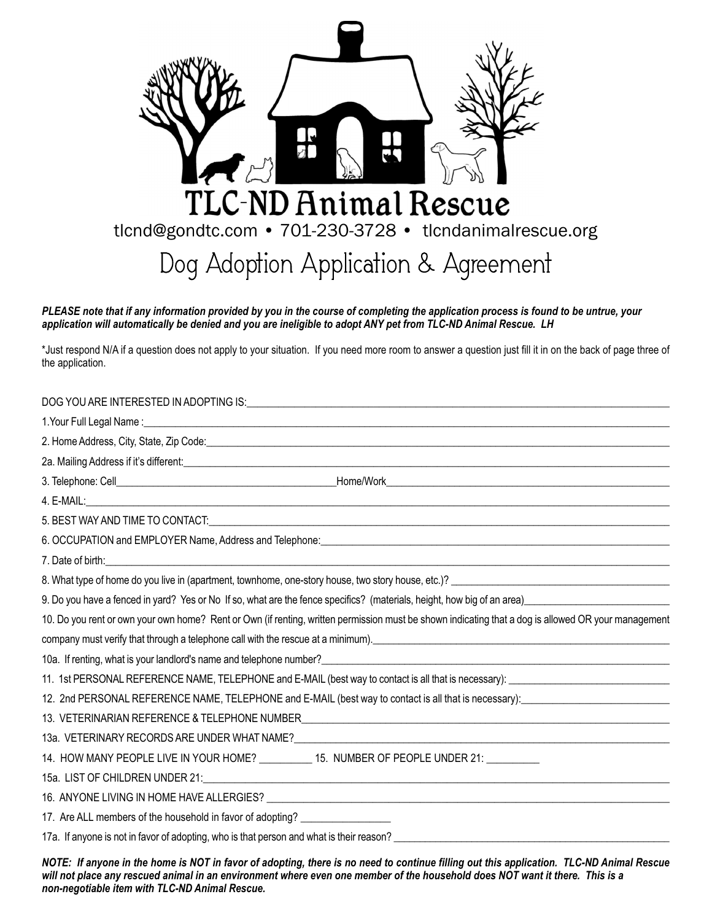# TLC-ND Animal Rescue

tlcnd@gondtc.com • 701-230-3728 • tlcndanimalrescue.org

## Dog Adoption Application & Agreement

***PLEASE note that if any information provided by you in the course of completing the application process is found to be untrue, your application will automatically be denied and you are ineligible to adopt ANY pet from TLC-ND Animal Rescue. LH***

*Just respond N/A if a question does not apply to your situation. If you need more room to answer a question just fill it in on the back of page three of the application.

DOG YOU ARE INTERESTED IN ADOPTING IS:_______________________________________________

1.Your Full Legal Name :_______________________________________________

2. Home Address, City, State, Zip Code:_______________________________________________

2a. Mailing Address if it's different:_______________________________________________

3. Telephone: Cell_______________________ Home/Work_______________________

4. E-MAIL:_______________________________________________

5. BEST WAY AND TIME TO CONTACT:_______________________________________________

6. OCCUPATION and EMPLOYER Name, Address and Telephone:_______________________________________________

7. Date of birth:_______________________________________________

8. What type of home do you live in (apartment, townhome, one-story house, two story house, etc.)? _______________________

9. Do you have a fenced in yard? Yes or No If so, what are the fence specifics? (materials, height, how big of an area)_______________________

10. Do you rent or own your own home? Rent or Own (if renting, written permission must be shown indicating that a dog is allowed OR your management company must verify that through a telephone call with the rescue at a minimum)._______________________

10a. If renting, what is your landlord's name and telephone number?_______________________

11. 1st PERSONAL REFERENCE NAME, TELEPHONE and E-MAIL (best way to contact is all that is necessary): _______________________

12. 2nd PERSONAL REFERENCE NAME, TELEPHONE and E-MAIL (best way to contact is all that is necessary):_______________________

13. VETERINARIAN REFERENCE & TELEPHONE NUMBER_______________________

13a. VETERINARY RECORDS ARE UNDER WHAT NAME?_______________________

14. HOW MANY PEOPLE LIVE IN YOUR HOME? __________ 15. NUMBER OF PEOPLE UNDER 21: __________

15a. LIST OF CHILDREN UNDER 21:_______________________

16. ANYONE LIVING IN HOME HAVE ALLERGIES? _______________________

17. Are ALL members of the household in favor of adopting? ________________

17a. If anyone is not in favor of adopting, who is that person and what is their reason? _______________________

***NOTE: If anyone in the home is NOT in favor of adopting, there is no need to continue filling out this application. TLC-ND Animal Rescue will not place any rescued animal in an environment where even one member of the household does NOT want it there. This is a non-negotiable item with TLC-ND Animal Rescue.***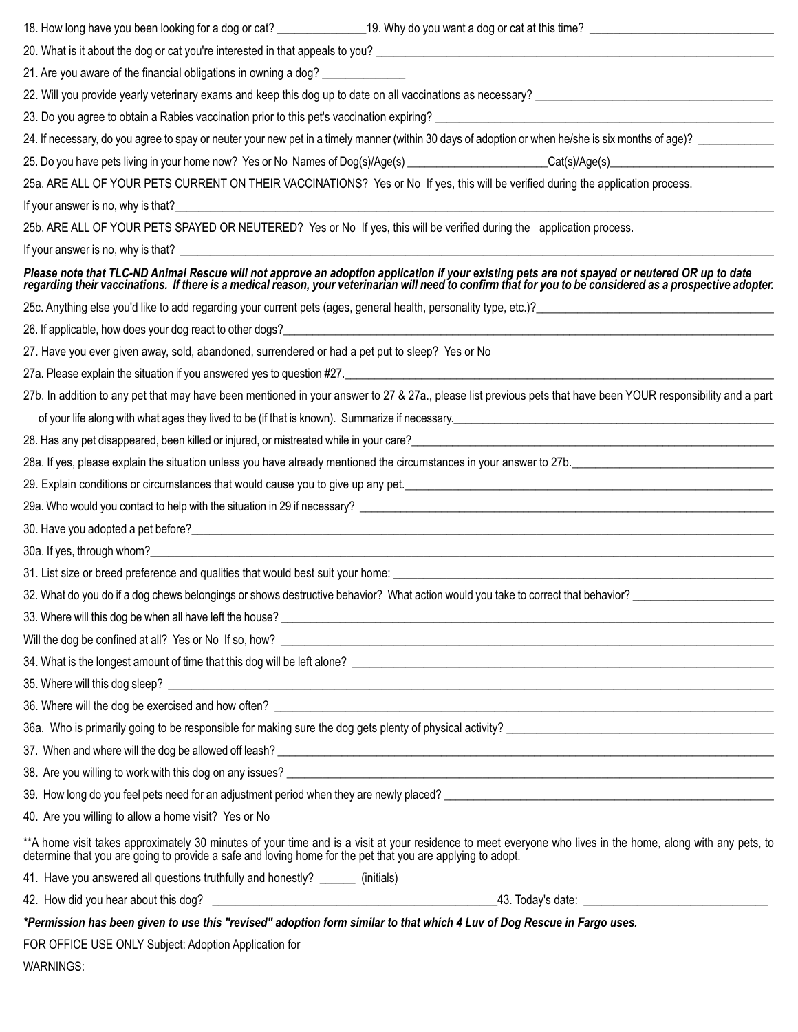18. How long have you been looking for a dog or cat? _______________ 19. Why do you want a dog or cat at this time? _______________________________

20. What is it about the dog or cat you're interested in that appeals to you? _______________________________________________________________

21. Are you aware of the financial obligations in owning a dog? ______________

22. Will you provide yearly veterinary exams and keep this dog up to date on all vaccinations as necessary? ____________________________________

23. Do you agree to obtain a Rabies vaccination prior to this pet's vaccination expiring? _________________________________________________

24. If necessary, do you agree to spay or neuter your new pet in a timely manner (within 30 days of adoption or when he/she is six months of age)? ____________

25. Do you have pets living in your home now? Yes or No Names of Dog(s)/Age(s) ________________________ Cat(s)/Age(s) ___________________________

25a. ARE ALL OF YOUR PETS CURRENT ON THEIR VACCINATIONS? Yes or No If yes, this will be verified during the application process.

If your answer is no, why is that? ______________________________________________________________________________________________

25b. ARE ALL OF YOUR PETS SPAYED OR NEUTERED? Yes or No If yes, this will be verified during the application process.

If your answer is no, why is that? ______________________________________________________________________________________________

***Please note that TLC-ND Animal Rescue will not approve an adoption application if your existing pets are not spayed or neutered OR up to date regarding their vaccinations. If there is a medical reason, your veterinarian will need to confirm that for you to be considered as a prospective adopter.***

25c. Anything else you'd like to add regarding your current pets (ages, general health, personality type, etc.)? ______________________________________

26. If applicable, how does your dog react to other dogs? ___________________________________________________________________________

27. Have you ever given away, sold, abandoned, surrendered or had a pet put to sleep? Yes or No

27a. Please explain the situation if you answered yes to question #27. ________________________________________________________________

27b. In addition to any pet that may have been mentioned in your answer to 27 & 27a., please list previous pets that have been YOUR responsibility and a part of your life along with what ages they lived to be (if that is known). Summarize if necessary. ____________________________________________

28. Has any pet disappeared, been killed or injured, or mistreated while in your care? ____________________________________________________

28a. If yes, please explain the situation unless you have already mentioned the circumstances in your answer to 27b. __________________________________

29. Explain conditions or circumstances that would cause you to give up any pet. _________________________________________________________

29a. Who would you contact to help with the situation in 29 if necessary? _______________________________________________________________

30. Have you adopted a pet before? _____________________________________________________________________________________________

30a. If yes, through whom? ____________________________________________________________________________________________________

31. List size or breed preference and qualities that would best suit your home: ___________________________________________________________

32. What do you do if a dog chews belongings or shows destructive behavior? What action would you take to correct that behavior? ________________________

33. Where will this dog be when all have left the house? ____________________________________________________________________________

Will the dog be confined at all? Yes or No If so, how? ______________________________________________________________________________

34. What is the longest amount of time that this dog will be left alone? _________________________________________________________________

35. Where will this dog sleep? _________________________________________________________________________________________________

36. Where will the dog be exercised and how often? _______________________________________________________________________________

36a. Who is primarily going to be responsible for making sure the dog gets plenty of physical activity? ____________________________________________

37. When and where will the dog be allowed off leash? ______________________________________________________________________________

38. Are you willing to work with this dog on any issues? ______________________________________________________________________________

39. How long do you feel pets need for an adjustment period when they are newly placed? ___________________________________________________

40. Are you willing to allow a home visit? Yes or No

**A home visit takes approximately 30 minutes of your time and is a visit at your residence to meet everyone who lives in the home, along with any pets, to determine that you are going to provide a safe and loving home for the pet that you are applying to adopt.

41. Have you answered all questions truthfully and honestly? ______ (initials)

42. How did you hear about this dog? _________________________________________________ 43. Today's date: ______________________________

***\*Permission has been given to use this "revised" adoption form similar to that which 4 Luv of Dog Rescue in Fargo uses.***

FOR OFFICE USE ONLY Subject: Adoption Application for

WARNINGS: